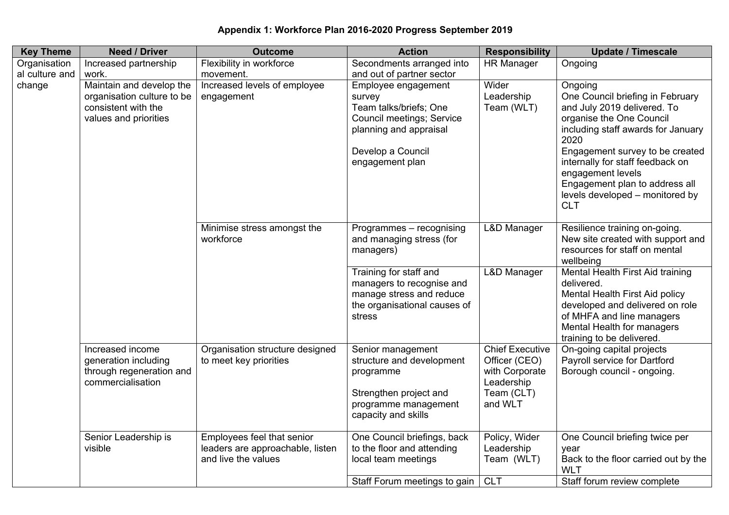**Appendix 1: Workforce Plan 2016-2020 Progress September 2019**

| Key Theme | Need / Driver | Outcome | Action | Responsibility | Update / Timescale |
|---|---|---|---|---|---|
| Organisational culture and change | Increased partnership work. | Flexibility in workforce movement. | Secondments arranged into and out of partner sector | HR Manager | Ongoing |
| | Maintain and develop the organisation culture to be consistent with the values and priorities | Increased levels of employee engagement | Employee engagement survey<br>Team talks/briefs; One Council meetings; Service planning and appraisal<br><br>Develop a Council engagement plan | Wider Leadership Team (WLT) | Ongoing<br>One Council briefing in February and July 2019 delivered. To organise the One Council including staff awards for January 2020<br>Engagement survey to be created internally for staff feedback on engagement levels<br>Engagement plan to address all levels developed – monitored by CLT |
| | | Minimise stress amongst the workforce | Programmes – recognising and managing stress (for managers) | L&D Manager | Resilience training on-going.<br>New site created with support and resources for staff on mental wellbeing |
| | | | Training for staff and managers to recognise and manage stress and reduce the organisational causes of stress | L&D Manager | Mental Health First Aid training delivered.<br>Mental Health First Aid policy developed and delivered on role of MHFA and line managers<br>Mental Health for managers training to be delivered. |
| | Increased income generation including through regeneration and commercialisation | Organisation structure designed to meet key priorities | Senior management structure and development programme<br><br>Strengthen project and programme management capacity and skills | Chief Executive Officer (CEO) with Corporate Leadership Team (CLT) and WLT | On-going capital projects<br>Payroll service for Dartford Borough council - ongoing. |
| | Senior Leadership is visible | Employees feel that senior leaders are approachable, listen and live the values | One Council briefings, back to the floor and attending local team meetings | Policy, Wider Leadership Team (WLT) | One Council briefing twice per year<br>Back to the floor carried out by the WLT |
| | | | Staff Forum meetings to gain | CLT | Staff forum review complete |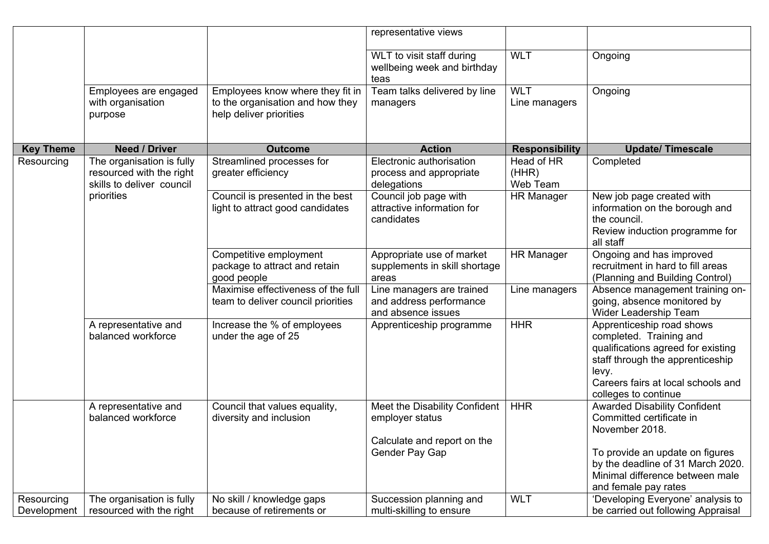| | | | representative views | | |
|---|---|---|---|---|---|
| | | | WLT to visit staff during wellbeing week and birthday teas | WLT | Ongoing |
| | Employees are engaged with organisation purpose | Employees know where they fit in to the organisation and how they help deliver priorities | Team talks delivered by line managers | WLT<br>Line managers | Ongoing |
| **Key Theme** | **Need / Driver** | **Outcome** | **Action** | **Responsibility** | **Update/ Timescale** |
| Resourcing | The organisation is fully resourced with the right skills to deliver council priorities | Streamlined processes for greater efficiency | Electronic authorisation process and appropriate delegations | Head of HR (HHR)<br>Web Team | Completed |
| | | Council is presented in the best light to attract good candidates | Council job page with attractive information for candidates | HR Manager | New job page created with information on the borough and the council.<br>Review induction programme for all staff |
| | | Competitive employment package to attract and retain good people | Appropriate use of market supplements in skill shortage areas | HR Manager | Ongoing and has improved recruitment in hard to fill areas (Planning and Building Control) |
| | | Maximise effectiveness of the full team to deliver council priorities | Line managers are trained and address performance and absence issues | Line managers | Absence management training on-going, absence monitored by Wider Leadership Team |
| | A representative and balanced workforce | Increase the % of employees under the age of 25 | Apprenticeship programme | HHR | Apprenticeship road shows completed. Training and qualifications agreed for existing staff through the apprenticeship levy.<br>Careers fairs at local schools and colleges to continue |
| | A representative and balanced workforce | Council that values equality, diversity and inclusion | Meet the Disability Confident employer status<br><br>Calculate and report on the Gender Pay Gap | HHR | Awarded Disability Confident Committed certificate in November 2018.<br><br>To provide an update on figures by the deadline of 31 March 2020. Minimal difference between male and female pay rates |
| Resourcing Development | The organisation is fully resourced with the right | No skill / knowledge gaps because of retirements or | Succession planning and multi-skilling to ensure | WLT | 'Developing Everyone' analysis to be carried out following Appraisal |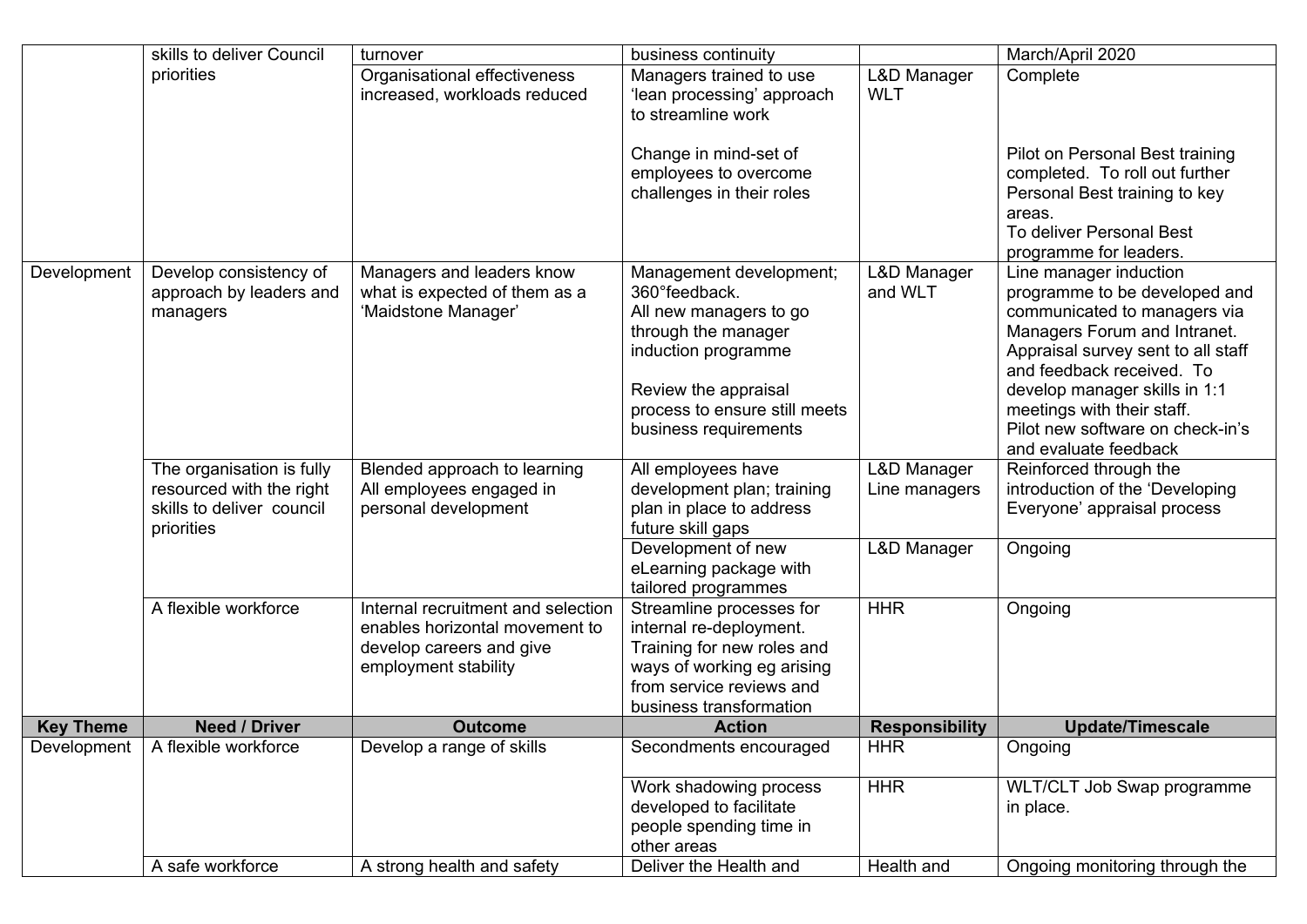| | | | | | |
|---|---|---|---|---|---|
| | skills to deliver Council priorities | turnover | business continuity | | March/April 2020 |
| | | Organisational effectiveness increased, workloads reduced | Managers trained to use 'lean processing' approach to streamline work<br><br>Change in mind-set of employees to overcome challenges in their roles | L&D Manager WLT | Complete<br><br>Pilot on Personal Best training completed. To roll out further Personal Best training to key areas.<br>To deliver Personal Best programme for leaders. |
| Development | Develop consistency of approach by leaders and managers | Managers and leaders know what is expected of them as a 'Maidstone Manager' | Management development; 360°feedback.<br>All new managers to go through the manager induction programme<br><br>Review the appraisal process to ensure still meets business requirements | L&D Manager and WLT | Line manager induction programme to be developed and communicated to managers via Managers Forum and Intranet.<br>Appraisal survey sent to all staff and feedback received. To develop manager skills in 1:1 meetings with their staff.<br>Pilot new software on check-in's and evaluate feedback |
| | The organisation is fully resourced with the right skills to deliver council priorities | Blended approach to learning<br>All employees engaged in personal development | All employees have development plan; training plan in place to address future skill gaps | L&D Manager Line managers | Reinforced through the introduction of the 'Developing Everyone' appraisal process |
| | | | Development of new eLearning package with tailored programmes | L&D Manager | Ongoing |
| | A flexible workforce | Internal recruitment and selection enables horizontal movement to develop careers and give employment stability | Streamline processes for internal re-deployment.<br>Training for new roles and ways of working eg arising from service reviews and business transformation | HHR | Ongoing |
| **Key Theme** | **Need / Driver** | **Outcome** | **Action** | **Responsibility** | **Update/Timescale** |
| Development | A flexible workforce | Develop a range of skills | Secondments encouraged | HHR | Ongoing |
| | | | Work shadowing process developed to facilitate people spending time in other areas | HHR | WLT/CLT Job Swap programme in place. |
| | A safe workforce | A strong health and safety | Deliver the Health and | Health and | Ongoing monitoring through the |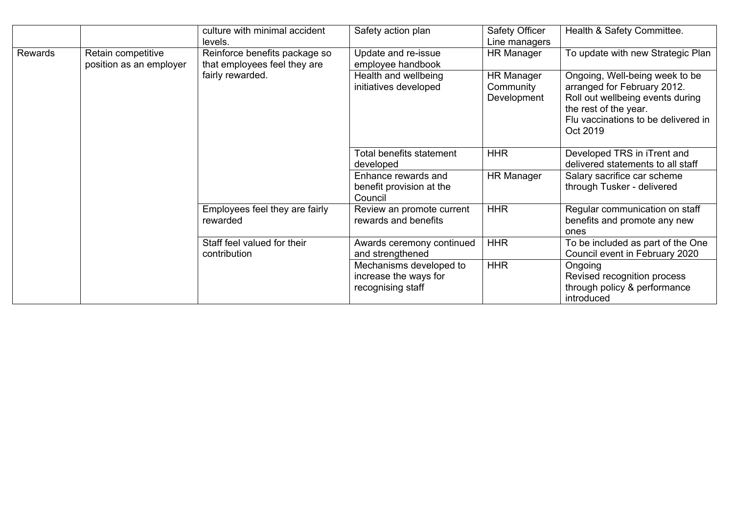| | | | | | |
|---|---|---|---|---|---|
| | | culture with minimal accident levels. | Safety action plan | Safety Officer Line managers | Health & Safety Committee. |
| Rewards | Retain competitive position as an employer | Reinforce benefits package so that employees feel they are fairly rewarded. | Update and re-issue employee handbook | HR Manager | To update with new Strategic Plan |
| | | | Health and wellbeing initiatives developed | HR Manager Community Development | Ongoing, Well-being week to be arranged for February 2012. Roll out wellbeing events during the rest of the year. Flu vaccinations to be delivered in Oct 2019 |
| | | | Total benefits statement developed | HHR | Developed TRS in iTrent and delivered statements to all staff |
| | | | Enhance rewards and benefit provision at the Council | HR Manager | Salary sacrifice car scheme through Tusker - delivered |
| | | Employees feel they are fairly rewarded | Review an promote current rewards and benefits | HHR | Regular communication on staff benefits and promote any new ones |
| | | Staff feel valued for their contribution | Awards ceremony continued and strengthened | HHR | To be included as part of the One Council event in February 2020 |
| | | | Mechanisms developed to increase the ways for recognising staff | HHR | Ongoing Revised recognition process through policy & performance introduced |